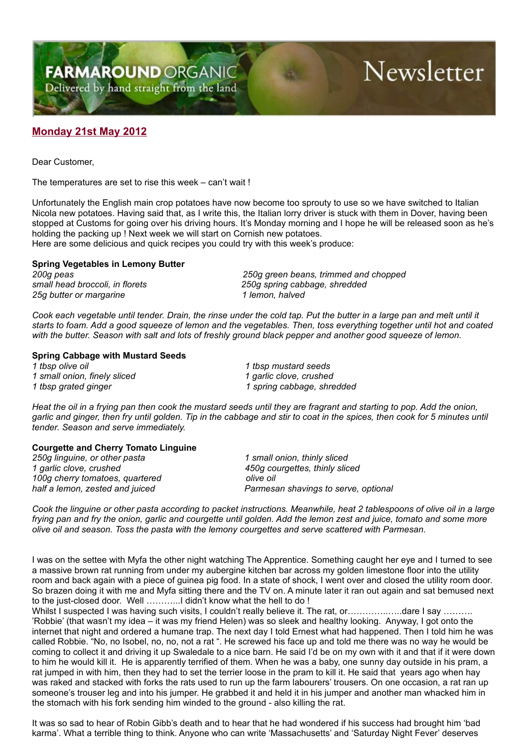# FARMAROUND ORGANIC

Delivered by hand straight from the land

# Newsletter

## Monday 21st May 2012

Dear Customer,

The temperatures are set to rise this week – can't wait !

Unfortunately the English main crop potatoes have now become too sprouty to use so we have switched to Italian Nicola new potatoes. Having said that, as I write this, the Italian lorry driver is stuck with them in Dover, having been stopped at Customs for going over his driving hours. It's Monday morning and I hope he will be released soon as he's holding the packing up ! Next week we will start on Cornish new potatoes.
Here are some delicious and quick recipes you could try with this week's produce:

**Spring Vegetables in Lemony Butter**

*200g peas*
*small head broccoli, in florets*
*25g butter or margarine*
*250g green beans, trimmed and chopped*
*250g spring cabbage, shredded*
*1 lemon, halved*

*Cook each vegetable until tender. Drain, the rinse under the cold tap. Put the butter in a large pan and melt until it starts to foam. Add a good squeeze of lemon and the vegetables. Then, toss everything together until hot and coated with the butter. Season with salt and lots of freshly ground black pepper and another good squeeze of lemon.*

**Spring Cabbage with Mustard Seeds**

*1 tbsp olive oil*
*1 small onion, finely sliced*
*1 tbsp grated ginger*
*1 tbsp mustard seeds*
*1 garlic clove, crushed*
*1 spring cabbage, shredded*

*Heat the oil in a frying pan then cook the mustard seeds until they are fragrant and starting to pop. Add the onion, garlic and ginger, then fry until golden. Tip in the cabbage and stir to coat in the spices, then cook for 5 minutes until tender. Season and serve immediately.*

**Courgette and Cherry Tomato Linguine**

*250g linguine, or other pasta*
*1 garlic clove, crushed*
*100g cherry tomatoes, quartered*
*half a lemon, zested and juiced*
*1 small onion, thinly sliced*
*450g courgettes, thinly sliced*
*olive oil*
*Parmesan shavings to serve, optional*

*Cook the linguine or other pasta according to packet instructions. Meanwhile, heat 2 tablespoons of olive oil in a large frying pan and fry the onion, garlic and courgette until golden. Add the lemon zest and juice, tomato and some more olive oil and season. Toss the pasta with the lemony courgettes and serve scattered with Parmesan.*

I was on the settee with Myfa the other night watching The Apprentice. Something caught her eye and I turned to see a massive brown rat running from under my aubergine kitchen bar across my golden limestone floor into the utility room and back again with a piece of guinea pig food. In a state of shock, I went over and closed the utility room door. So brazen doing it with me and Myfa sitting there and the TV on. A minute later it ran out again and sat bemused next to the just-closed door. Well ………...I didn't know what the hell to do !
Whilst I suspected I was having such visits, I couldn't really believe it. The rat, or……………..…dare I say ………. 'Robbie' (that wasn't my idea – it was my friend Helen) was so sleek and healthy looking. Anyway, I got onto the internet that night and ordered a humane trap. The next day I told Ernest what had happened. Then I told him he was called Robbie. "No, no Isobel, no, no, not a rat ". He screwed his face up and told me there was no way he would be coming to collect it and driving it up Swaledale to a nice barn. He said I'd be on my own with it and that if it were down to him he would kill it. He is apparently terrified of them. When he was a baby, one sunny day outside in his pram, a rat jumped in with him, then they had to set the terrier loose in the pram to kill it. He said that years ago when hay was raked and stacked with forks the rats used to run up the farm labourers' trousers. On one occasion, a rat ran up someone's trouser leg and into his jumper. He grabbed it and held it in his jumper and another man whacked him in the stomach with his fork sending him winded to the ground - also killing the rat.

It was so sad to hear of Robin Gibb's death and to hear that he had wondered if his success had brought him 'bad karma'. What a terrible thing to think. Anyone who can write 'Massachusetts' and 'Saturday Night Fever' deserves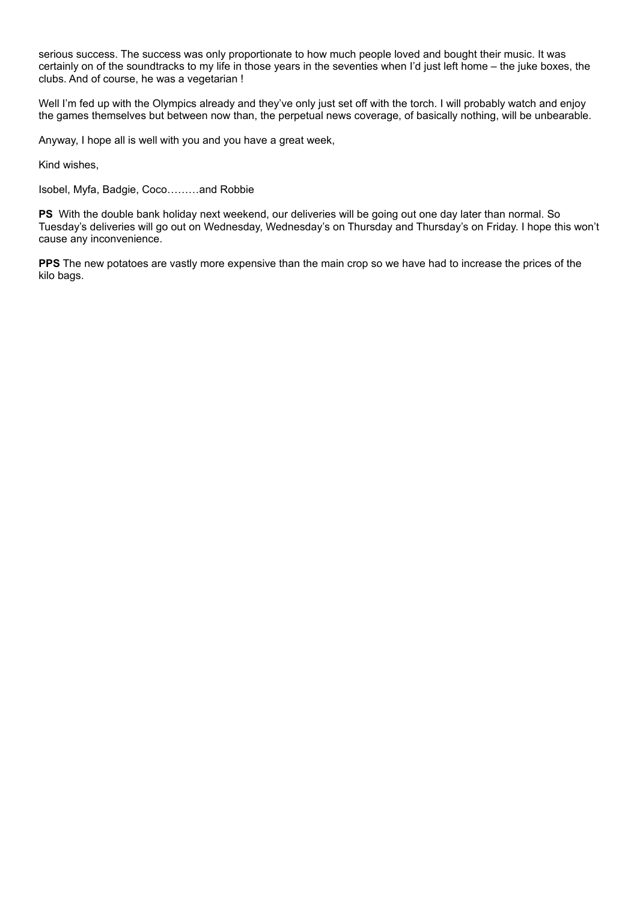serious success. The success was only proportionate to how much people loved and bought their music. It was certainly on of the soundtracks to my life in those years in the seventies when I'd just left home – the juke boxes, the clubs. And of course, he was a vegetarian !

Well I'm fed up with the Olympics already and they've only just set off with the torch. I will probably watch and enjoy the games themselves but between now than, the perpetual news coverage, of basically nothing, will be unbearable.

Anyway, I hope all is well with you and you have a great week,

Kind wishes,

Isobel, Myfa, Badgie, Coco………and Robbie

**PS** With the double bank holiday next weekend, our deliveries will be going out one day later than normal. So Tuesday's deliveries will go out on Wednesday, Wednesday's on Thursday and Thursday's on Friday. I hope this won't cause any inconvenience.

**PPS** The new potatoes are vastly more expensive than the main crop so we have had to increase the prices of the kilo bags.